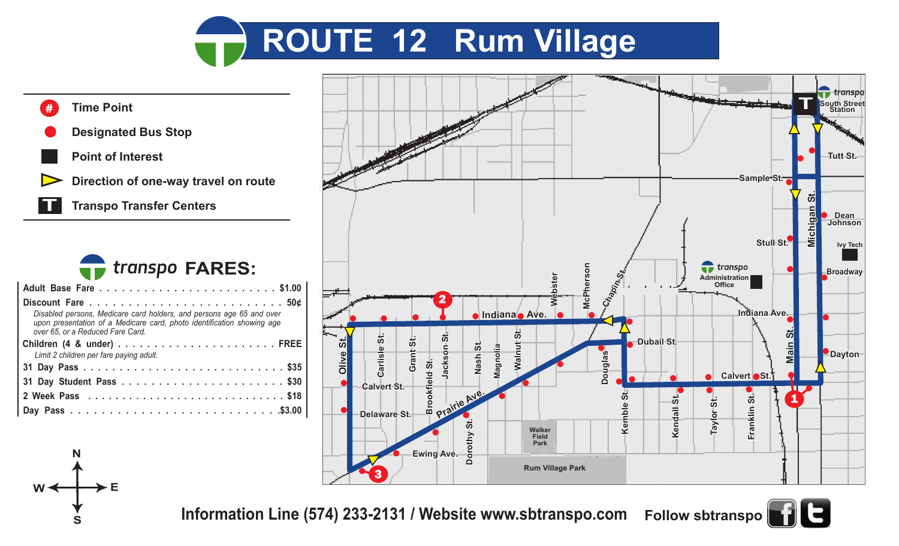# ROUTE 12 Rum Village

- Time Point
- Designated Bus Stop
- Point of Interest
- Direction of one-way travel on route
- Transpo Transfer Centers

## transpo FARES:

| | |
|---|---|
| Adult Base Fare | $1.00 |
| Discount Fare | 50¢ |
| *Disabled persons, Medicare card holders, and persons age 65 and over upon presentation of a Medicare card, photo identification showing age over 65, or a Reduced Fare Card.* | |
| Children (4 & under) | FREE |
| *Limit 2 children per fare paying adult.* | |
| 31 Day Pass | $35 |
| 31 Day Student Pass | $30 |
| 2 Week Pass | $18 |
| Day Pass | $3.00 |

Information Line (574) 233-2131 / Website www.sbtranspo.com Follow sbtranspo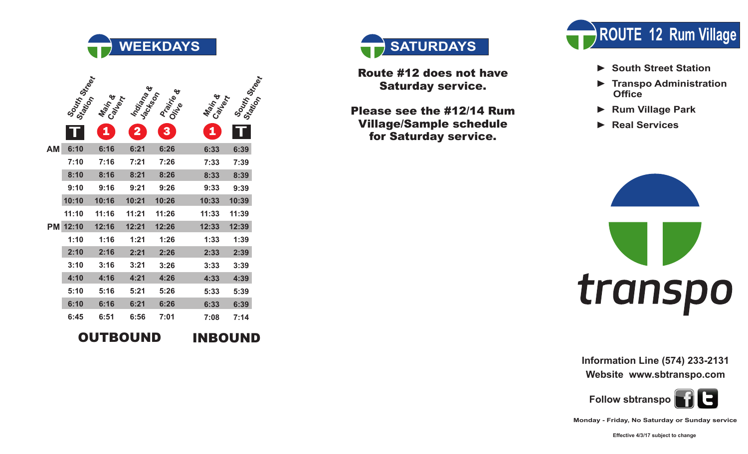## WEEKDAYS

| | South Street Station (T) | Main & Calvert (1) | Indiana & Jackson (2) | Prairie & Olive (3) | Main & Calvert (1) | South Street Station (T) |
|---|---|---|---|---|---|---|
| AM | 6:10 | 6:16 | 6:21 | 6:26 | 6:33 | 6:39 |
| | 7:10 | 7:16 | 7:21 | 7:26 | 7:33 | 7:39 |
| | 8:10 | 8:16 | 8:21 | 8:26 | 8:33 | 8:39 |
| | 9:10 | 9:16 | 9:21 | 9:26 | 9:33 | 9:39 |
| | 10:10 | 10:16 | 10:21 | 10:26 | 10:33 | 10:39 |
| | 11:10 | 11:16 | 11:21 | 11:26 | 11:33 | 11:39 |
| PM | 12:10 | 12:16 | 12:21 | 12:26 | 12:33 | 12:39 |
| | 1:10 | 1:16 | 1:21 | 1:26 | 1:33 | 1:39 |
| | 2:10 | 2:16 | 2:21 | 2:26 | 2:33 | 2:39 |
| | 3:10 | 3:16 | 3:21 | 3:26 | 3:33 | 3:39 |
| | 4:10 | 4:16 | 4:21 | 4:26 | 4:33 | 4:39 |
| | 5:10 | 5:16 | 5:21 | 5:26 | 5:33 | 5:39 |
| | 6:10 | 6:16 | 6:21 | 6:26 | 6:33 | 6:39 |
| | 6:45 | 6:51 | 6:56 | 7:01 | 7:08 | 7:14 |

**OUTBOUND** **INBOUND**

## SATURDAYS

**Route #12 does not have Saturday service.**

**Please see the #12/14 Rum Village/Sample schedule for Saturday service.**

# ROUTE 12 Rum Village

- South Street Station
- Transpo Administration Office
- Rum Village Park
- Real Services

transpo

**Information Line (574) 233-2131**
**Website www.sbtranspo.com**

**Follow sbtranspo**

**Monday - Friday, No Saturday or Sunday service**

**Effective 4/3/17 subject to change**